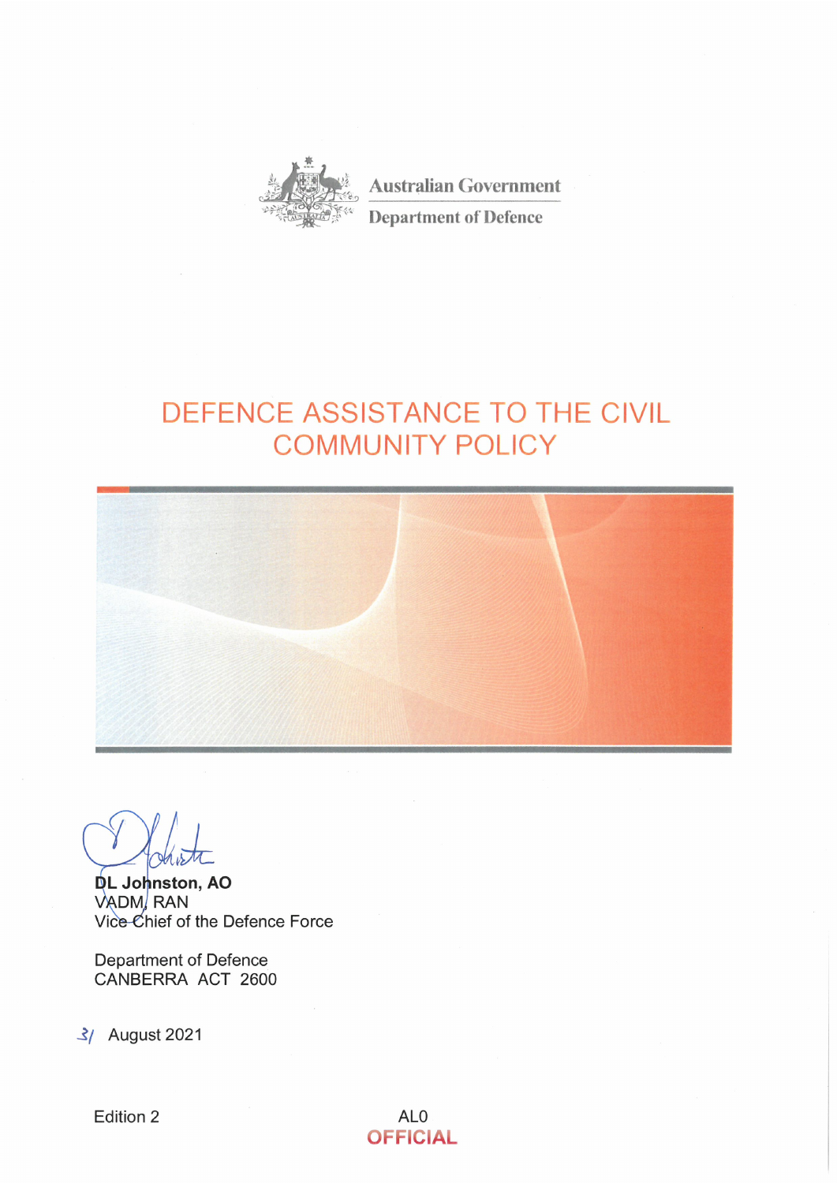Australian Government

Department of Defence

# DEFENCE ASSISTANCE TO THE CIVIL COMMUNITY POLICY

**DL Johnston, AO**
VADM, RAN
Vice Chief of the Defence Force

Department of Defence
CANBERRA ACT 2600

31 August 2021

Edition 2

AL0
**OFFICIAL**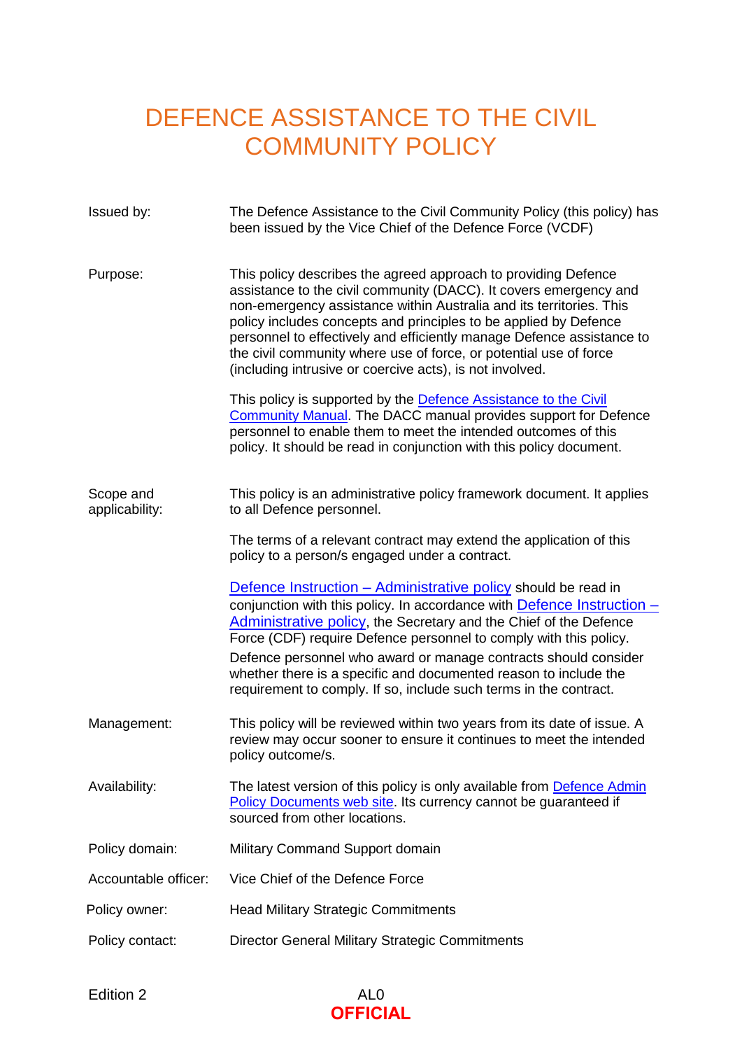# DEFENCE ASSISTANCE TO THE CIVIL COMMUNITY POLICY

| | |
|---|---|
| Issued by: | The Defence Assistance to the Civil Community Policy (this policy) has been issued by the Vice Chief of the Defence Force (VCDF) |
| Purpose: | This policy describes the agreed approach to providing Defence assistance to the civil community (DACC). It covers emergency and non-emergency assistance within Australia and its territories. This policy includes concepts and principles to be applied by Defence personnel to effectively and efficiently manage Defence assistance to the civil community where use of force, or potential use of force (including intrusive or coercive acts), is not involved.<br><br>This policy is supported by the Defence Assistance to the Civil Community Manual. The DACC manual provides support for Defence personnel to enable them to meet the intended outcomes of this policy. It should be read in conjunction with this policy document. |
| Scope and applicability: | This policy is an administrative policy framework document. It applies to all Defence personnel.<br><br>The terms of a relevant contract may extend the application of this policy to a person/s engaged under a contract.<br><br>Defence Instruction – Administrative policy should be read in conjunction with this policy. In accordance with Defence Instruction – Administrative policy, the Secretary and the Chief of the Defence Force (CDF) require Defence personnel to comply with this policy.<br><br>Defence personnel who award or manage contracts should consider whether there is a specific and documented reason to include the requirement to comply. If so, include such terms in the contract. |
| Management: | This policy will be reviewed within two years from its date of issue. A review may occur sooner to ensure it continues to meet the intended policy outcome/s. |
| Availability: | The latest version of this policy is only available from Defence Admin Policy Documents web site. Its currency cannot be guaranteed if sourced from other locations. |
| Policy domain: | Military Command Support domain |
| Accountable officer: | Vice Chief of the Defence Force |
| Policy owner: | Head Military Strategic Commitments |
| Policy contact: | Director General Military Strategic Commitments |

Edition 2

AL0

**OFFICIAL**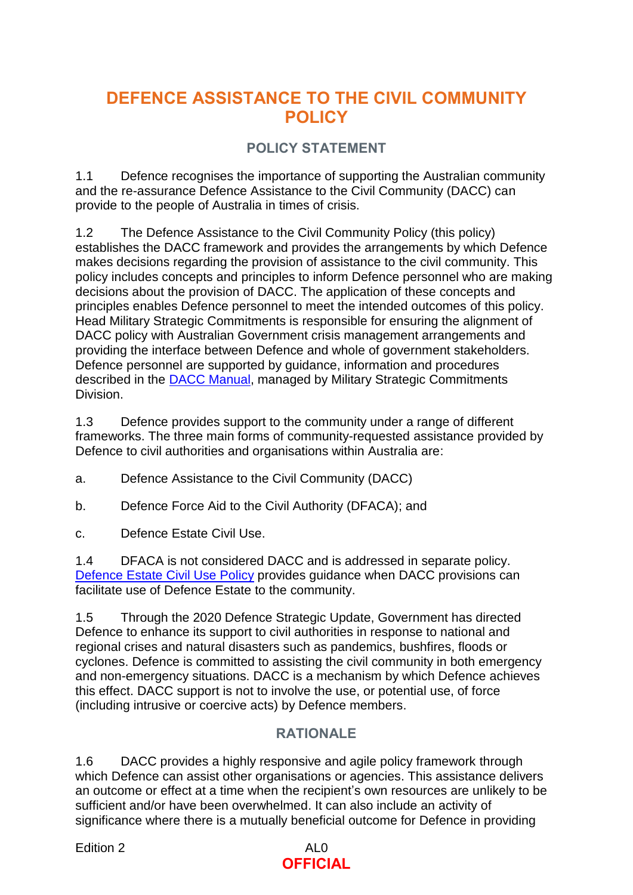# DEFENCE ASSISTANCE TO THE CIVIL COMMUNITY POLICY

## POLICY STATEMENT

1.1 Defence recognises the importance of supporting the Australian community and the re-assurance Defence Assistance to the Civil Community (DACC) can provide to the people of Australia in times of crisis.

1.2 The Defence Assistance to the Civil Community Policy (this policy) establishes the DACC framework and provides the arrangements by which Defence makes decisions regarding the provision of assistance to the civil community. This policy includes concepts and principles to inform Defence personnel who are making decisions about the provision of DACC. The application of these concepts and principles enables Defence personnel to meet the intended outcomes of this policy. Head Military Strategic Commitments is responsible for ensuring the alignment of DACC policy with Australian Government crisis management arrangements and providing the interface between Defence and whole of government stakeholders. Defence personnel are supported by guidance, information and procedures described in the DACC Manual, managed by Military Strategic Commitments Division.

1.3 Defence provides support to the community under a range of different frameworks. The three main forms of community-requested assistance provided by Defence to civil authorities and organisations within Australia are:

a. Defence Assistance to the Civil Community (DACC)

b. Defence Force Aid to the Civil Authority (DFACA); and

c. Defence Estate Civil Use.

1.4 DFACA is not considered DACC and is addressed in separate policy. Defence Estate Civil Use Policy provides guidance when DACC provisions can facilitate use of Defence Estate to the community.

1.5 Through the 2020 Defence Strategic Update, Government has directed Defence to enhance its support to civil authorities in response to national and regional crises and natural disasters such as pandemics, bushfires, floods or cyclones. Defence is committed to assisting the civil community in both emergency and non-emergency situations. DACC is a mechanism by which Defence achieves this effect. DACC support is not to involve the use, or potential use, of force (including intrusive or coercive acts) by Defence members.

## RATIONALE

1.6 DACC provides a highly responsive and agile policy framework through which Defence can assist other organisations or agencies. This assistance delivers an outcome or effect at a time when the recipient's own resources are unlikely to be sufficient and/or have been overwhelmed. It can also include an activity of significance where there is a mutually beneficial outcome for Defence in providing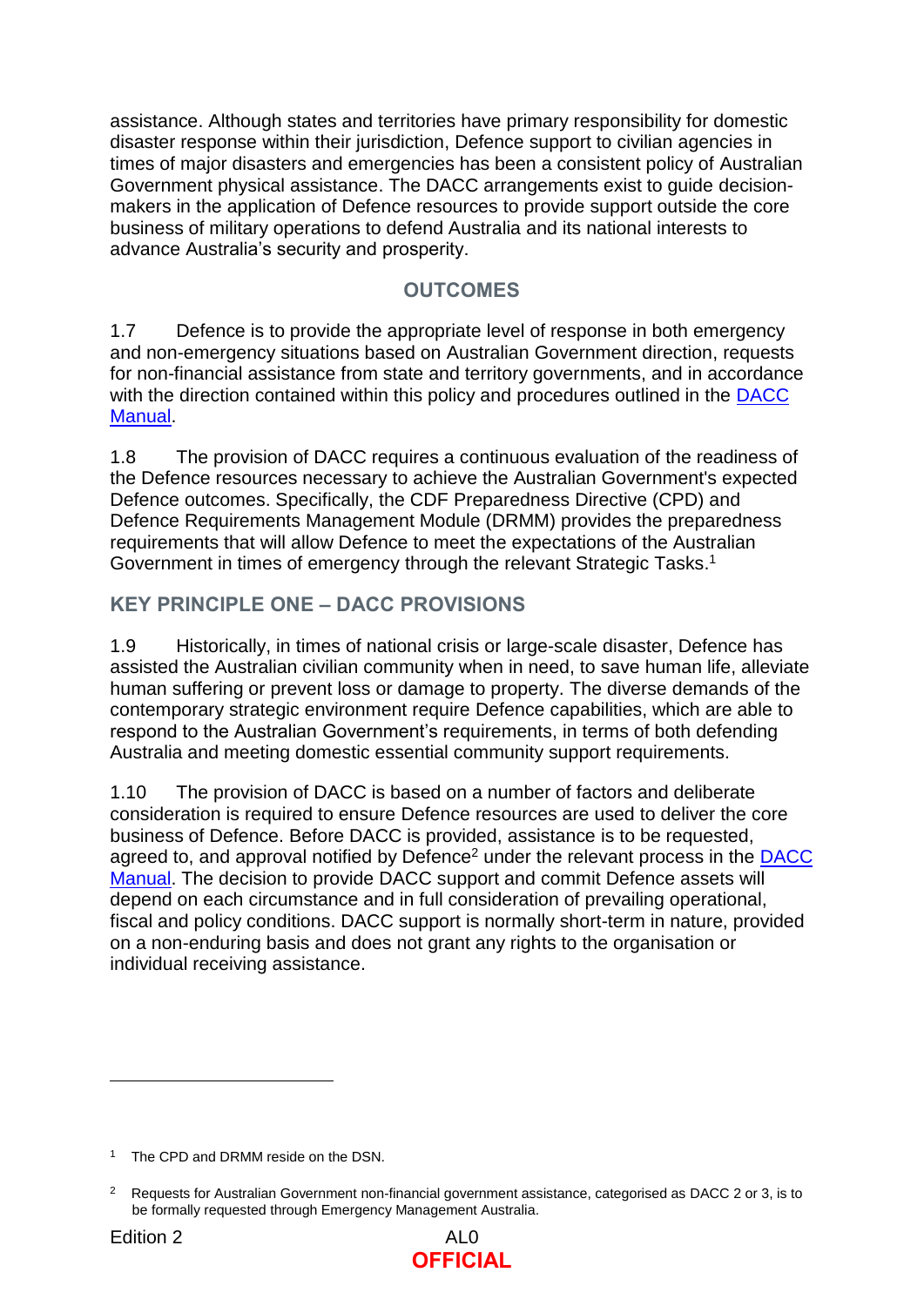assistance. Although states and territories have primary responsibility for domestic disaster response within their jurisdiction, Defence support to civilian agencies in times of major disasters and emergencies has been a consistent policy of Australian Government physical assistance. The DACC arrangements exist to guide decision-makers in the application of Defence resources to provide support outside the core business of military operations to defend Australia and its national interests to advance Australia's security and prosperity.

## OUTCOMES

1.7 Defence is to provide the appropriate level of response in both emergency and non-emergency situations based on Australian Government direction, requests for non-financial assistance from state and territory governments, and in accordance with the direction contained within this policy and procedures outlined in the DACC Manual.

1.8 The provision of DACC requires a continuous evaluation of the readiness of the Defence resources necessary to achieve the Australian Government's expected Defence outcomes. Specifically, the CDF Preparedness Directive (CPD) and Defence Requirements Management Module (DRMM) provides the preparedness requirements that will allow Defence to meet the expectations of the Australian Government in times of emergency through the relevant Strategic Tasks.[1]

## KEY PRINCIPLE ONE – DACC PROVISIONS

1.9 Historically, in times of national crisis or large-scale disaster, Defence has assisted the Australian civilian community when in need, to save human life, alleviate human suffering or prevent loss or damage to property. The diverse demands of the contemporary strategic environment require Defence capabilities, which are able to respond to the Australian Government's requirements, in terms of both defending Australia and meeting domestic essential community support requirements.

1.10 The provision of DACC is based on a number of factors and deliberate consideration is required to ensure Defence resources are used to deliver the core business of Defence. Before DACC is provided, assistance is to be requested, agreed to, and approval notified by Defence[2] under the relevant process in the DACC Manual. The decision to provide DACC support and commit Defence assets will depend on each circumstance and in full consideration of prevailing operational, fiscal and policy conditions. DACC support is normally short-term in nature, provided on a non-enduring basis and does not grant any rights to the organisation or individual receiving assistance.

---

[1] The CPD and DRMM reside on the DSN.

[2] Requests for Australian Government non-financial government assistance, categorised as DACC 2 or 3, is to be formally requested through Emergency Management Australia.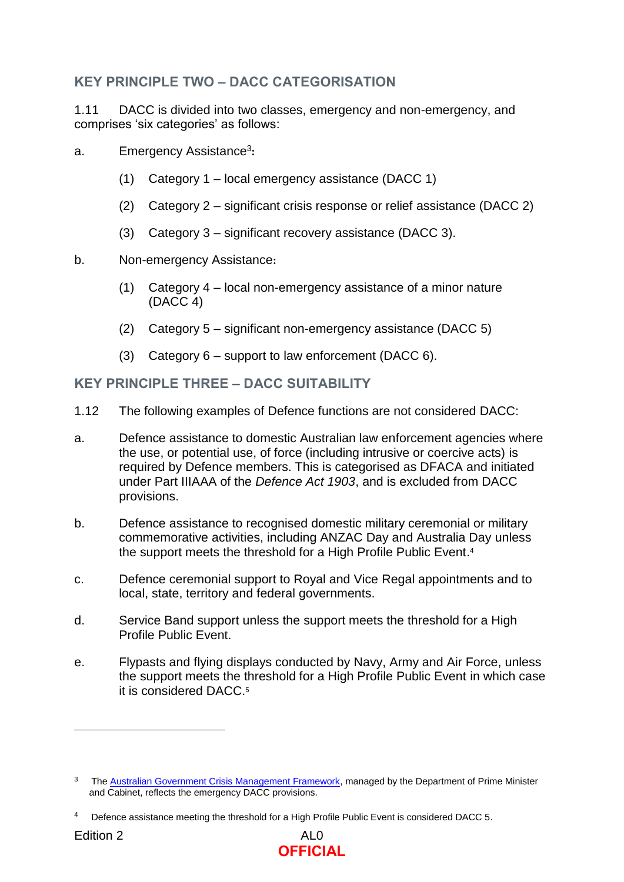## KEY PRINCIPLE TWO – DACC CATEGORISATION

1.11 DACC is divided into two classes, emergency and non-emergency, and comprises 'six categories' as follows:

a. Emergency Assistance[3]**:**

   (1) Category 1 – local emergency assistance (DACC 1)

   (2) Category 2 – significant crisis response or relief assistance (DACC 2)

   (3) Category 3 – significant recovery assistance (DACC 3).

b. Non-emergency Assistance**:**

   (1) Category 4 – local non-emergency assistance of a minor nature (DACC 4)

   (2) Category 5 – significant non-emergency assistance (DACC 5)

   (3) Category 6 – support to law enforcement (DACC 6).

## KEY PRINCIPLE THREE – DACC SUITABILITY

1.12 The following examples of Defence functions are not considered DACC:

a. Defence assistance to domestic Australian law enforcement agencies where the use, or potential use, of force (including intrusive or coercive acts) is required by Defence members. This is categorised as DFACA and initiated under Part IIIAAA of the *Defence Act 1903*, and is excluded from DACC provisions.

b. Defence assistance to recognised domestic military ceremonial or military commemorative activities, including ANZAC Day and Australia Day unless the support meets the threshold for a High Profile Public Event.[4]

c. Defence ceremonial support to Royal and Vice Regal appointments and to local, state, territory and federal governments.

d. Service Band support unless the support meets the threshold for a High Profile Public Event.

e. Flypasts and flying displays conducted by Navy, Army and Air Force, unless the support meets the threshold for a High Profile Public Event in which case it is considered DACC.[5]

---

[3] The Australian Government Crisis Management Framework, managed by the Department of Prime Minister and Cabinet, reflects the emergency DACC provisions.

[4] Defence assistance meeting the threshold for a High Profile Public Event is considered DACC 5.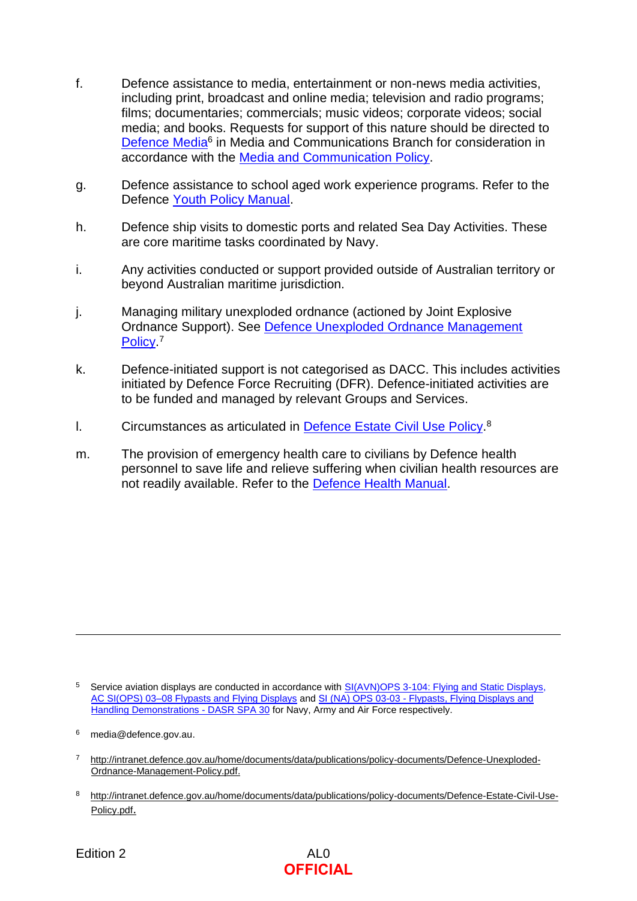f. Defence assistance to media, entertainment or non-news media activities, including print, broadcast and online media; television and radio programs; films; documentaries; commercials; music videos; corporate videos; social media; and books. Requests for support of this nature should be directed to Defence Media[6] in Media and Communications Branch for consideration in accordance with the Media and Communication Policy.

g. Defence assistance to school aged work experience programs. Refer to the Defence Youth Policy Manual.

h. Defence ship visits to domestic ports and related Sea Day Activities. These are core maritime tasks coordinated by Navy.

i. Any activities conducted or support provided outside of Australian territory or beyond Australian maritime jurisdiction.

j. Managing military unexploded ordnance (actioned by Joint Explosive Ordnance Support). See Defence Unexploded Ordnance Management Policy.[7]

k. Defence-initiated support is not categorised as DACC. This includes activities initiated by Defence Force Recruiting (DFR). Defence-initiated activities are to be funded and managed by relevant Groups and Services.

l. Circumstances as articulated in Defence Estate Civil Use Policy.[8]

m. The provision of emergency health care to civilians by Defence health personnel to save life and relieve suffering when civilian health resources are not readily available. Refer to the Defence Health Manual.

---

[5] Service aviation displays are conducted in accordance with SI(AVN)OPS 3-104: Flying and Static Displays, AC SI(OPS) 03–08 Flypasts and Flying Displays and SI (NA) OPS 03-03 - Flypasts, Flying Displays and Handling Demonstrations - DASR SPA 30 for Navy, Army and Air Force respectively.

[6] media@defence.gov.au.

[7] http://intranet.defence.gov.au/home/documents/data/publications/policy-documents/Defence-Unexploded-Ordnance-Management-Policy.pdf.

[8] http://intranet.defence.gov.au/home/documents/data/publications/policy-documents/Defence-Estate-Civil-Use-Policy.pdf.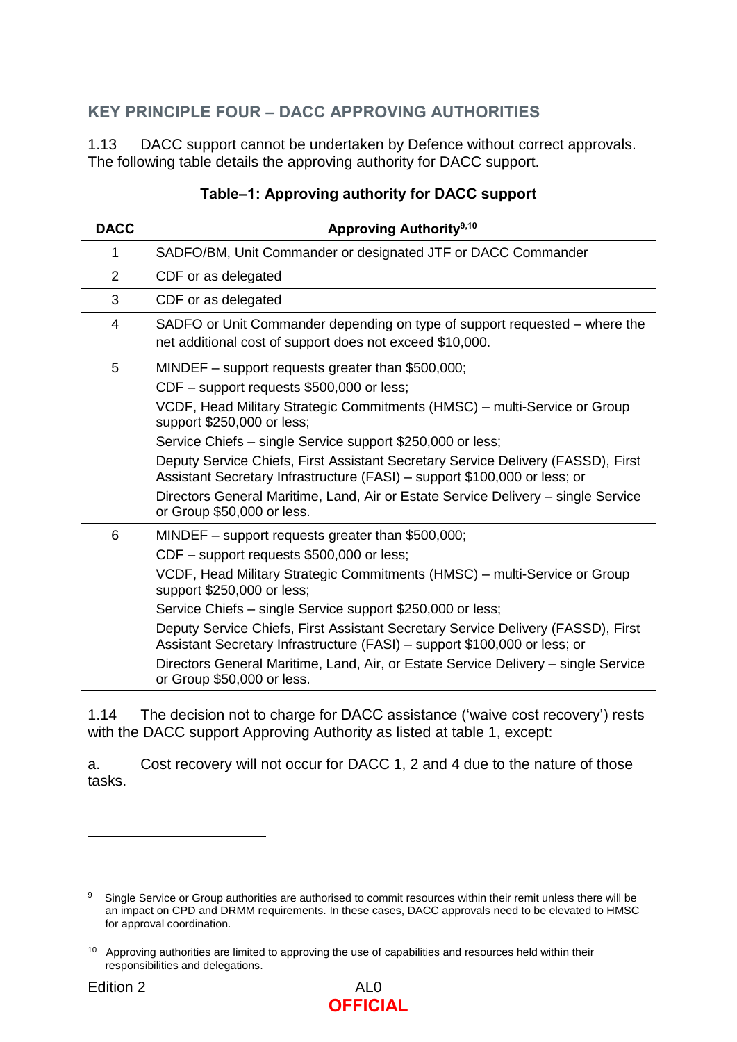## KEY PRINCIPLE FOUR – DACC APPROVING AUTHORITIES

1.13 DACC support cannot be undertaken by Defence without correct approvals. The following table details the approving authority for DACC support.

**Table–1: Approving authority for DACC support**

| DACC | Approving Authority[9,10] |
|---|---|
| 1 | SADFO/BM, Unit Commander or designated JTF or DACC Commander |
| 2 | CDF or as delegated |
| 3 | CDF or as delegated |
| 4 | SADFO or Unit Commander depending on type of support requested – where the net additional cost of support does not exceed $10,000. |
| 5 | MINDEF – support requests greater than $500,000;<br>CDF – support requests $500,000 or less;<br>VCDF, Head Military Strategic Commitments (HMSC) – multi-Service or Group support $250,000 or less;<br>Service Chiefs – single Service support $250,000 or less;<br>Deputy Service Chiefs, First Assistant Secretary Service Delivery (FASSD), First Assistant Secretary Infrastructure (FASI) – support $100,000 or less; or<br>Directors General Maritime, Land, Air or Estate Service Delivery – single Service or Group $50,000 or less. |
| 6 | MINDEF – support requests greater than $500,000;<br>CDF – support requests $500,000 or less;<br>VCDF, Head Military Strategic Commitments (HMSC) – multi-Service or Group support $250,000 or less;<br>Service Chiefs – single Service support $250,000 or less;<br>Deputy Service Chiefs, First Assistant Secretary Service Delivery (FASSD), First Assistant Secretary Infrastructure (FASI) – support $100,000 or less; or<br>Directors General Maritime, Land, Air, or Estate Service Delivery – single Service or Group $50,000 or less. |

1.14 The decision not to charge for DACC assistance ('waive cost recovery') rests with the DACC support Approving Authority as listed at table 1, except:

a. Cost recovery will not occur for DACC 1, 2 and 4 due to the nature of those tasks.

---

[9] Single Service or Group authorities are authorised to commit resources within their remit unless there will be an impact on CPD and DRMM requirements. In these cases, DACC approvals need to be elevated to HMSC for approval coordination.

[10] Approving authorities are limited to approving the use of capabilities and resources held within their responsibilities and delegations.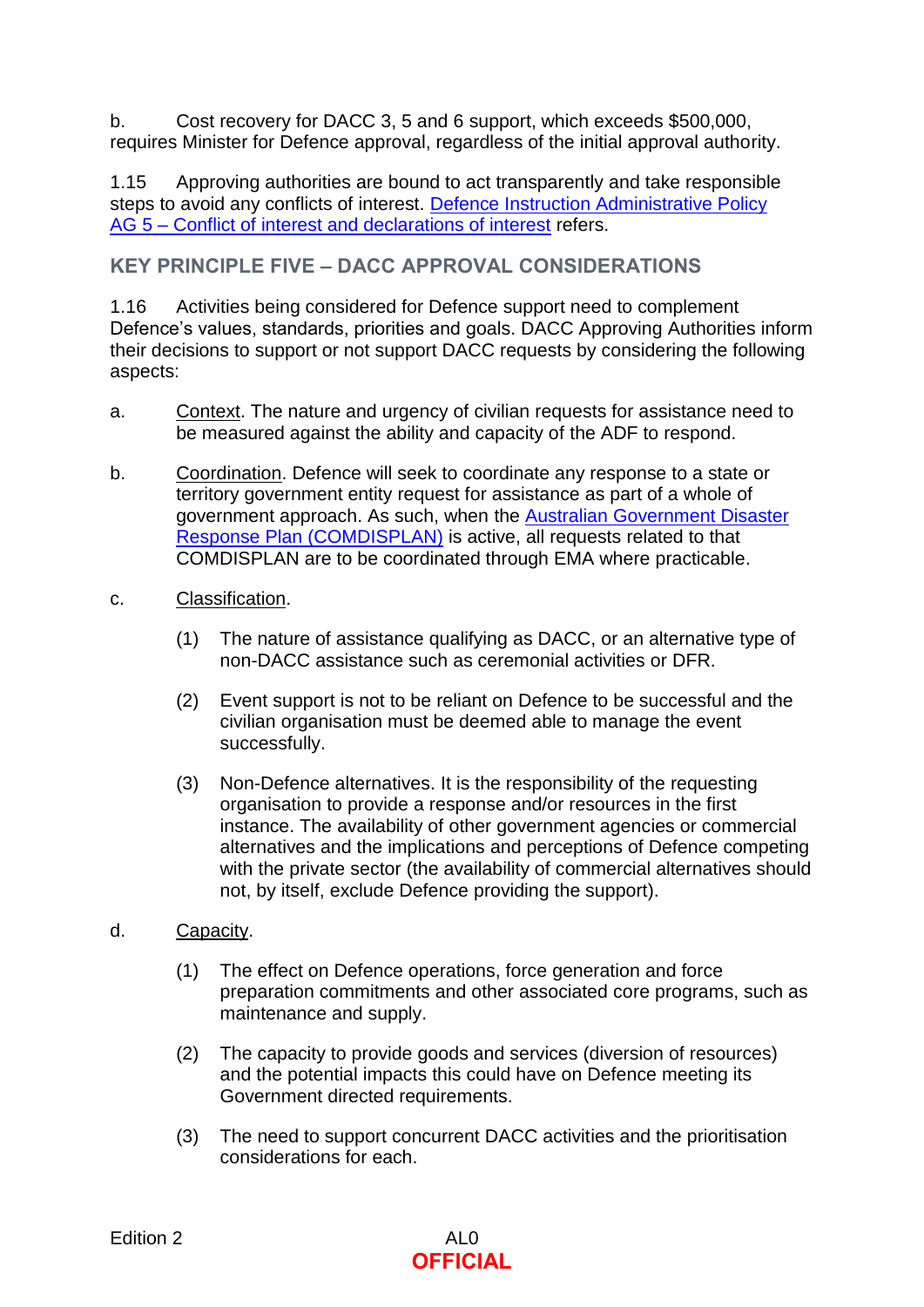b. Cost recovery for DACC 3, 5 and 6 support, which exceeds $500,000, requires Minister for Defence approval, regardless of the initial approval authority.

1.15 Approving authorities are bound to act transparently and take responsible steps to avoid any conflicts of interest. Defence Instruction Administrative Policy AG 5 – Conflict of interest and declarations of interest refers.

## KEY PRINCIPLE FIVE – DACC APPROVAL CONSIDERATIONS

1.16 Activities being considered for Defence support need to complement Defence's values, standards, priorities and goals. DACC Approving Authorities inform their decisions to support or not support DACC requests by considering the following aspects:

a. Context. The nature and urgency of civilian requests for assistance need to be measured against the ability and capacity of the ADF to respond.

b. Coordination. Defence will seek to coordinate any response to a state or territory government entity request for assistance as part of a whole of government approach. As such, when the Australian Government Disaster Response Plan (COMDISPLAN) is active, all requests related to that COMDISPLAN are to be coordinated through EMA where practicable.

c. Classification.

(1) The nature of assistance qualifying as DACC, or an alternative type of non-DACC assistance such as ceremonial activities or DFR.

(2) Event support is not to be reliant on Defence to be successful and the civilian organisation must be deemed able to manage the event successfully.

(3) Non-Defence alternatives. It is the responsibility of the requesting organisation to provide a response and/or resources in the first instance. The availability of other government agencies or commercial alternatives and the implications and perceptions of Defence competing with the private sector (the availability of commercial alternatives should not, by itself, exclude Defence providing the support).

d. Capacity.

(1) The effect on Defence operations, force generation and force preparation commitments and other associated core programs, such as maintenance and supply.

(2) The capacity to provide goods and services (diversion of resources) and the potential impacts this could have on Defence meeting its Government directed requirements.

(3) The need to support concurrent DACC activities and the prioritisation considerations for each.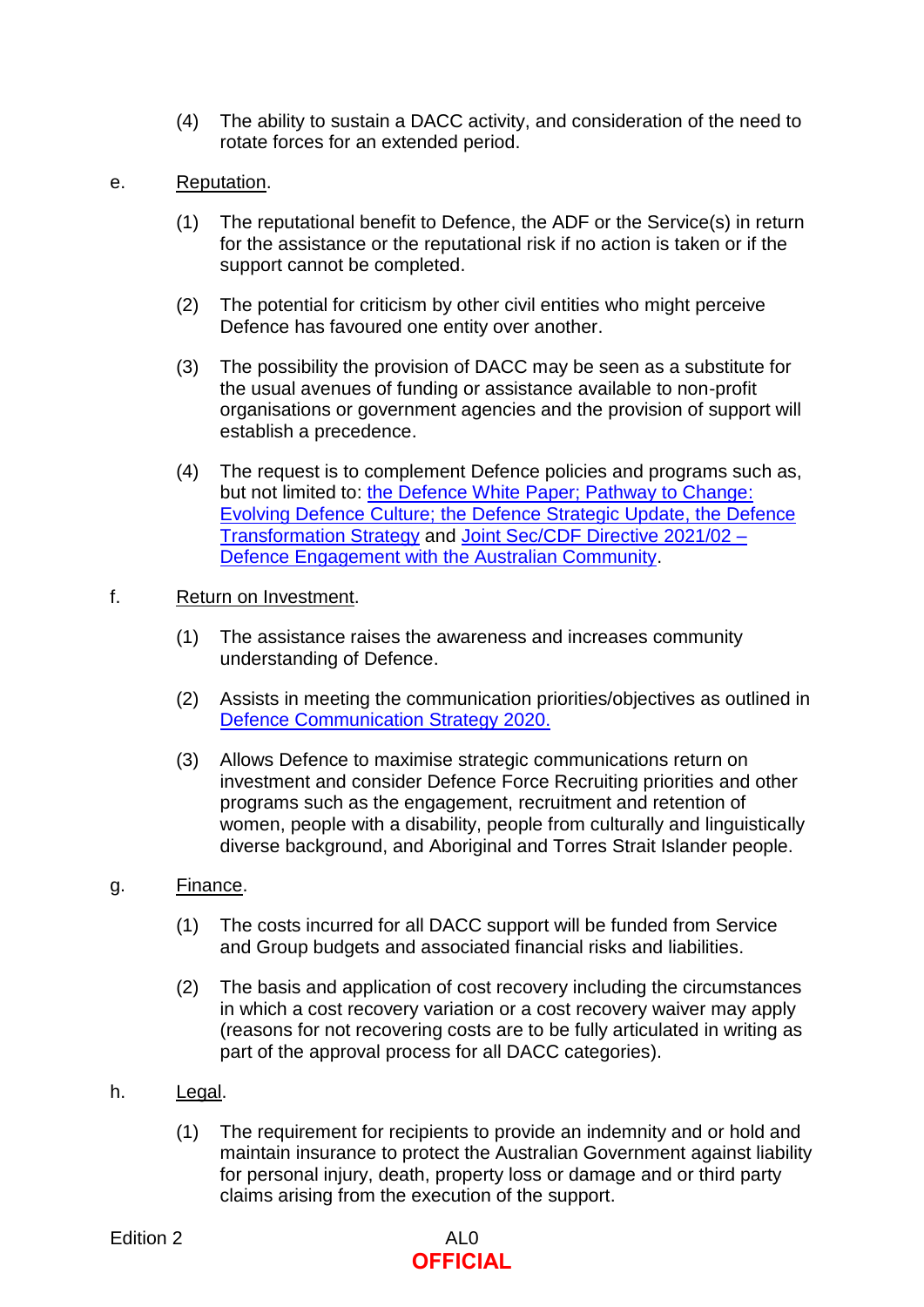(4) The ability to sustain a DACC activity, and consideration of the need to rotate forces for an extended period.

e. Reputation.

(1) The reputational benefit to Defence, the ADF or the Service(s) in return for the assistance or the reputational risk if no action is taken or if the support cannot be completed.

(2) The potential for criticism by other civil entities who might perceive Defence has favoured one entity over another.

(3) The possibility the provision of DACC may be seen as a substitute for the usual avenues of funding or assistance available to non-profit organisations or government agencies and the provision of support will establish a precedence.

(4) The request is to complement Defence policies and programs such as, but not limited to: the Defence White Paper; Pathway to Change: Evolving Defence Culture; the Defence Strategic Update, the Defence Transformation Strategy and Joint Sec/CDF Directive 2021/02 – Defence Engagement with the Australian Community.

f. Return on Investment.

(1) The assistance raises the awareness and increases community understanding of Defence.

(2) Assists in meeting the communication priorities/objectives as outlined in Defence Communication Strategy 2020.

(3) Allows Defence to maximise strategic communications return on investment and consider Defence Force Recruiting priorities and other programs such as the engagement, recruitment and retention of women, people with a disability, people from culturally and linguistically diverse background, and Aboriginal and Torres Strait Islander people.

g. Finance.

(1) The costs incurred for all DACC support will be funded from Service and Group budgets and associated financial risks and liabilities.

(2) The basis and application of cost recovery including the circumstances in which a cost recovery variation or a cost recovery waiver may apply (reasons for not recovering costs are to be fully articulated in writing as part of the approval process for all DACC categories).

h. Legal.

(1) The requirement for recipients to provide an indemnity and or hold and maintain insurance to protect the Australian Government against liability for personal injury, death, property loss or damage and or third party claims arising from the execution of the support.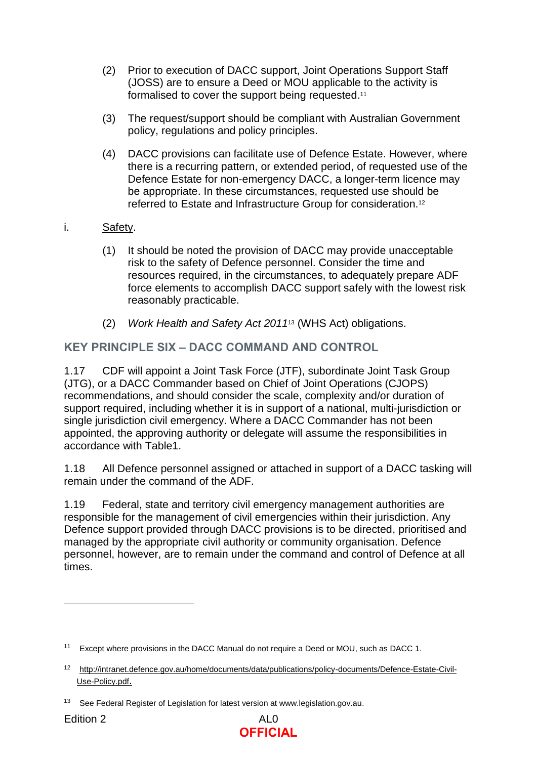(2) Prior to execution of DACC support, Joint Operations Support Staff (JOSS) are to ensure a Deed or MOU applicable to the activity is formalised to cover the support being requested.[11]

(3) The request/support should be compliant with Australian Government policy, regulations and policy principles.

(4) DACC provisions can facilitate use of Defence Estate. However, where there is a recurring pattern, or extended period, of requested use of the Defence Estate for non-emergency DACC, a longer-term licence may be appropriate. In these circumstances, requested use should be referred to Estate and Infrastructure Group for consideration.[12]

i. Safety.

(1) It should be noted the provision of DACC may provide unacceptable risk to the safety of Defence personnel. Consider the time and resources required, in the circumstances, to adequately prepare ADF force elements to accomplish DACC support safely with the lowest risk reasonably practicable.

(2) *Work Health and Safety Act 2011*[13] (WHS Act) obligations.

## KEY PRINCIPLE SIX – DACC COMMAND AND CONTROL

1.17 CDF will appoint a Joint Task Force (JTF), subordinate Joint Task Group (JTG), or a DACC Commander based on Chief of Joint Operations (CJOPS) recommendations, and should consider the scale, complexity and/or duration of support required, including whether it is in support of a national, multi-jurisdiction or single jurisdiction civil emergency. Where a DACC Commander has not been appointed, the approving authority or delegate will assume the responsibilities in accordance with Table1.

1.18 All Defence personnel assigned or attached in support of a DACC tasking will remain under the command of the ADF.

1.19 Federal, state and territory civil emergency management authorities are responsible for the management of civil emergencies within their jurisdiction. Any Defence support provided through DACC provisions is to be directed, prioritised and managed by the appropriate civil authority or community organisation. Defence personnel, however, are to remain under the command and control of Defence at all times.

---

[11] Except where provisions in the DACC Manual do not require a Deed or MOU, such as DACC 1.

[12] http://intranet.defence.gov.au/home/documents/data/publications/policy-documents/Defence-Estate-Civil-Use-Policy.pdf.

[13] See Federal Register of Legislation for latest version at www.legislation.gov.au.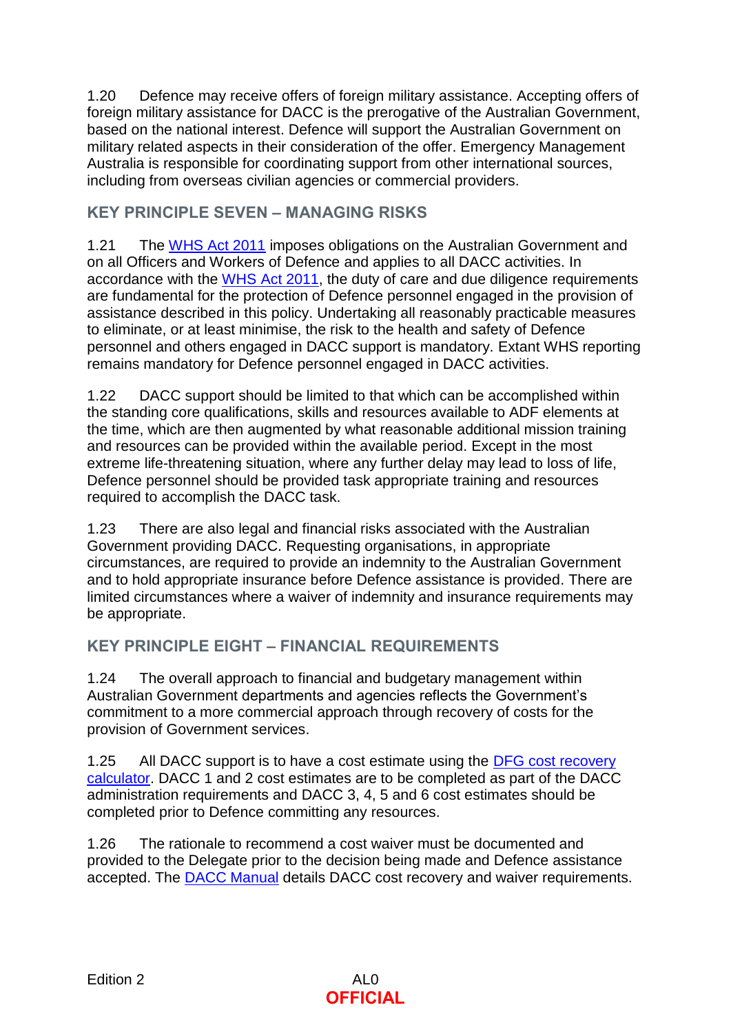1.20 Defence may receive offers of foreign military assistance. Accepting offers of foreign military assistance for DACC is the prerogative of the Australian Government, based on the national interest. Defence will support the Australian Government on military related aspects in their consideration of the offer. Emergency Management Australia is responsible for coordinating support from other international sources, including from overseas civilian agencies or commercial providers.

## KEY PRINCIPLE SEVEN – MANAGING RISKS

1.21 The WHS Act 2011 imposes obligations on the Australian Government and on all Officers and Workers of Defence and applies to all DACC activities. In accordance with the WHS Act 2011, the duty of care and due diligence requirements are fundamental for the protection of Defence personnel engaged in the provision of assistance described in this policy. Undertaking all reasonably practicable measures to eliminate, or at least minimise, the risk to the health and safety of Defence personnel and others engaged in DACC support is mandatory. Extant WHS reporting remains mandatory for Defence personnel engaged in DACC activities.

1.22 DACC support should be limited to that which can be accomplished within the standing core qualifications, skills and resources available to ADF elements at the time, which are then augmented by what reasonable additional mission training and resources can be provided within the available period. Except in the most extreme life-threatening situation, where any further delay may lead to loss of life, Defence personnel should be provided task appropriate training and resources required to accomplish the DACC task.

1.23 There are also legal and financial risks associated with the Australian Government providing DACC. Requesting organisations, in appropriate circumstances, are required to provide an indemnity to the Australian Government and to hold appropriate insurance before Defence assistance is provided. There are limited circumstances where a waiver of indemnity and insurance requirements may be appropriate.

## KEY PRINCIPLE EIGHT – FINANCIAL REQUIREMENTS

1.24 The overall approach to financial and budgetary management within Australian Government departments and agencies reflects the Government's commitment to a more commercial approach through recovery of costs for the provision of Government services.

1.25 All DACC support is to have a cost estimate using the DFG cost recovery calculator. DACC 1 and 2 cost estimates are to be completed as part of the DACC administration requirements and DACC 3, 4, 5 and 6 cost estimates should be completed prior to Defence committing any resources.

1.26 The rationale to recommend a cost waiver must be documented and provided to the Delegate prior to the decision being made and Defence assistance accepted. The DACC Manual details DACC cost recovery and waiver requirements.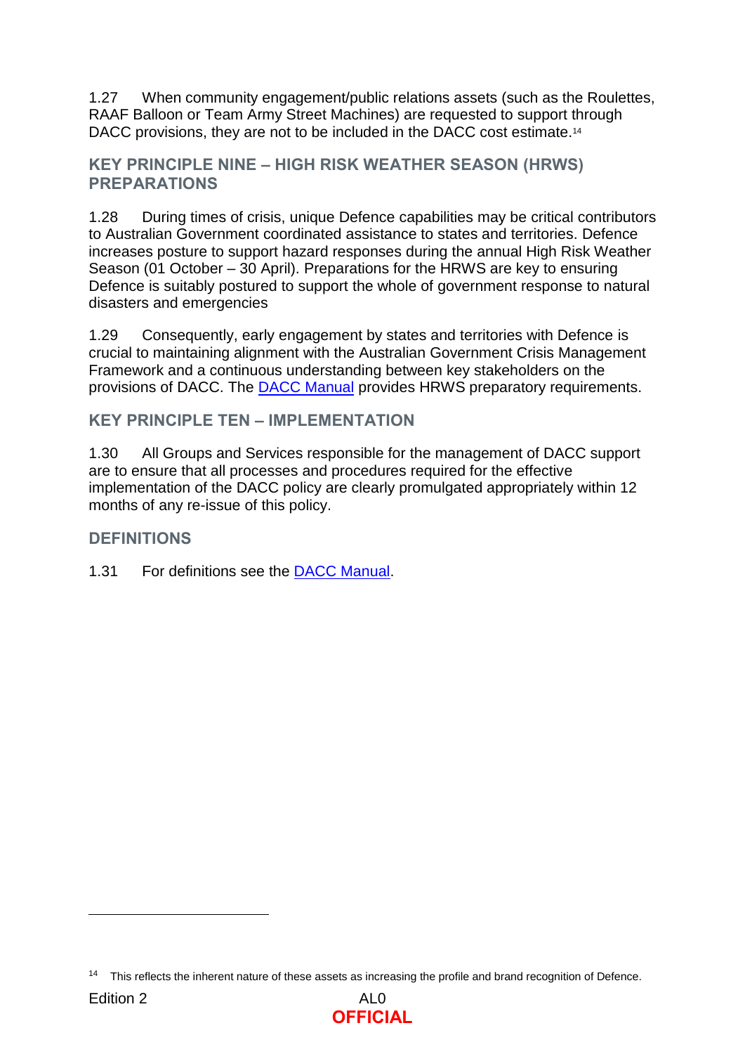1.27 When community engagement/public relations assets (such as the Roulettes, RAAF Balloon or Team Army Street Machines) are requested to support through DACC provisions, they are not to be included in the DACC cost estimate.[14]

## KEY PRINCIPLE NINE – HIGH RISK WEATHER SEASON (HRWS) PREPARATIONS

1.28 During times of crisis, unique Defence capabilities may be critical contributors to Australian Government coordinated assistance to states and territories. Defence increases posture to support hazard responses during the annual High Risk Weather Season (01 October – 30 April). Preparations for the HRWS are key to ensuring Defence is suitably postured to support the whole of government response to natural disasters and emergencies

1.29 Consequently, early engagement by states and territories with Defence is crucial to maintaining alignment with the Australian Government Crisis Management Framework and a continuous understanding between key stakeholders on the provisions of DACC. The DACC Manual provides HRWS preparatory requirements.

## KEY PRINCIPLE TEN – IMPLEMENTATION

1.30 All Groups and Services responsible for the management of DACC support are to ensure that all processes and procedures required for the effective implementation of the DACC policy are clearly promulgated appropriately within 12 months of any re-issue of this policy.

## DEFINITIONS

1.31 For definitions see the DACC Manual.

---

[14] This reflects the inherent nature of these assets as increasing the profile and brand recognition of Defence.